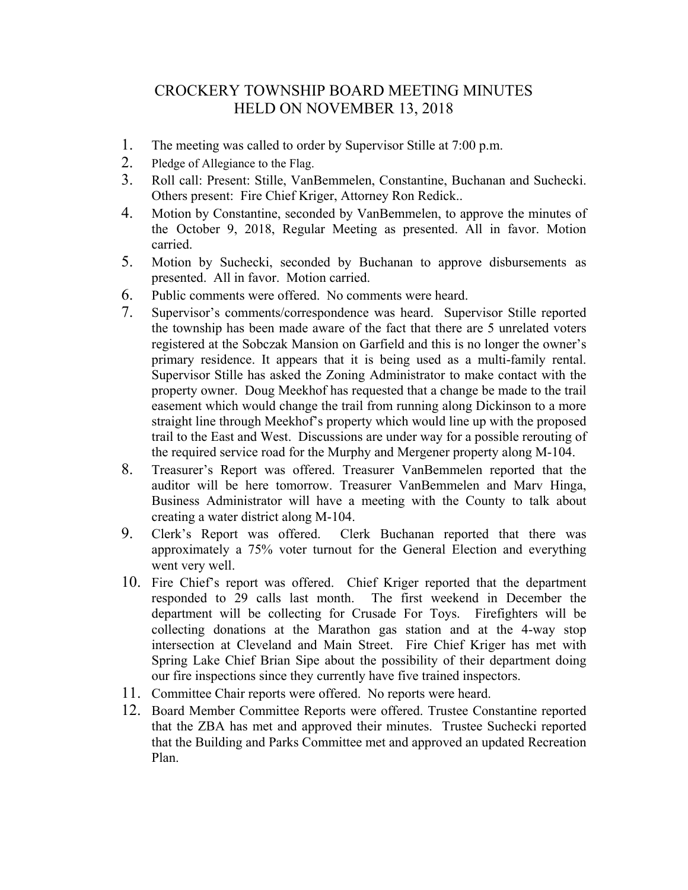# CROCKERY TOWNSHIP BOARD MEETING MINUTES
## HELD ON NOVEMBER 13, 2018

1. The meeting was called to order by Supervisor Stille at 7:00 p.m.
2. Pledge of Allegiance to the Flag.
3. Roll call: Present: Stille, VanBemmelen, Constantine, Buchanan and Suchecki. Others present: Fire Chief Kriger, Attorney Ron Redick..
4. Motion by Constantine, seconded by VanBemmelen, to approve the minutes of the October 9, 2018, Regular Meeting as presented. All in favor. Motion carried.
5. Motion by Suchecki, seconded by Buchanan to approve disbursements as presented. All in favor. Motion carried.
6. Public comments were offered. No comments were heard.
7. Supervisor's comments/correspondence was heard. Supervisor Stille reported the township has been made aware of the fact that there are 5 unrelated voters registered at the Sobczak Mansion on Garfield and this is no longer the owner's primary residence. It appears that it is being used as a multi-family rental. Supervisor Stille has asked the Zoning Administrator to make contact with the property owner. Doug Meekhof has requested that a change be made to the trail easement which would change the trail from running along Dickinson to a more straight line through Meekhof's property which would line up with the proposed trail to the East and West. Discussions are under way for a possible rerouting of the required service road for the Murphy and Mergener property along M-104.
8. Treasurer's Report was offered. Treasurer VanBemmelen reported that the auditor will be here tomorrow. Treasurer VanBemmelen and Marv Hinga, Business Administrator will have a meeting with the County to talk about creating a water district along M-104.
9. Clerk's Report was offered. Clerk Buchanan reported that there was approximately a 75% voter turnout for the General Election and everything went very well.
10. Fire Chief's report was offered. Chief Kriger reported that the department responded to 29 calls last month. The first weekend in December the department will be collecting for Crusade For Toys. Firefighters will be collecting donations at the Marathon gas station and at the 4-way stop intersection at Cleveland and Main Street. Fire Chief Kriger has met with Spring Lake Chief Brian Sipe about the possibility of their department doing our fire inspections since they currently have five trained inspectors.
11. Committee Chair reports were offered. No reports were heard.
12. Board Member Committee Reports were offered. Trustee Constantine reported that the ZBA has met and approved their minutes. Trustee Suchecki reported that the Building and Parks Committee met and approved an updated Recreation Plan.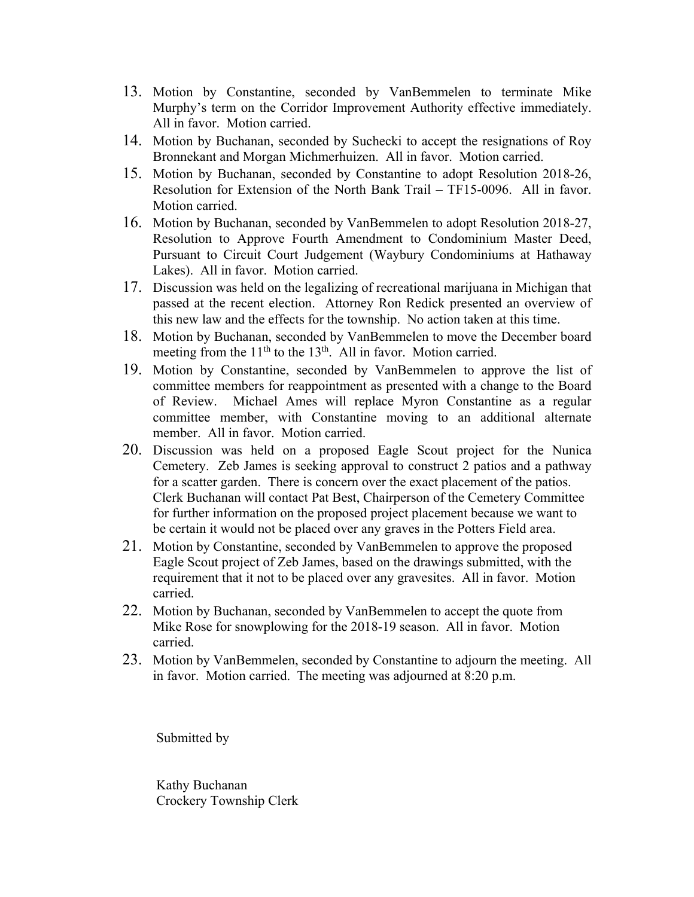13. Motion by Constantine, seconded by VanBemmelen to terminate Mike Murphy's term on the Corridor Improvement Authority effective immediately. All in favor. Motion carried.
14. Motion by Buchanan, seconded by Suchecki to accept the resignations of Roy Bronnekant and Morgan Michmerhuizen. All in favor. Motion carried.
15. Motion by Buchanan, seconded by Constantine to adopt Resolution 2018-26, Resolution for Extension of the North Bank Trail – TF15-0096. All in favor. Motion carried.
16. Motion by Buchanan, seconded by VanBemmelen to adopt Resolution 2018-27, Resolution to Approve Fourth Amendment to Condominium Master Deed, Pursuant to Circuit Court Judgement (Waybury Condominiums at Hathaway Lakes). All in favor. Motion carried.
17. Discussion was held on the legalizing of recreational marijuana in Michigan that passed at the recent election. Attorney Ron Redick presented an overview of this new law and the effects for the township. No action taken at this time.
18. Motion by Buchanan, seconded by VanBemmelen to move the December board meeting from the 11th to the 13th. All in favor. Motion carried.
19. Motion by Constantine, seconded by VanBemmelen to approve the list of committee members for reappointment as presented with a change to the Board of Review. Michael Ames will replace Myron Constantine as a regular committee member, with Constantine moving to an additional alternate member. All in favor. Motion carried.
20. Discussion was held on a proposed Eagle Scout project for the Nunica Cemetery. Zeb James is seeking approval to construct 2 patios and a pathway for a scatter garden. There is concern over the exact placement of the patios. Clerk Buchanan will contact Pat Best, Chairperson of the Cemetery Committee for further information on the proposed project placement because we want to be certain it would not be placed over any graves in the Potters Field area.
21. Motion by Constantine, seconded by VanBemmelen to approve the proposed Eagle Scout project of Zeb James, based on the drawings submitted, with the requirement that it not to be placed over any gravesites. All in favor. Motion carried.
22. Motion by Buchanan, seconded by VanBemmelen to accept the quote from Mike Rose for snowplowing for the 2018-19 season. All in favor. Motion carried.
23. Motion by VanBemmelen, seconded by Constantine to adjourn the meeting. All in favor. Motion carried. The meeting was adjourned at 8:20 p.m.

Submitted by

Kathy Buchanan
Crockery Township Clerk